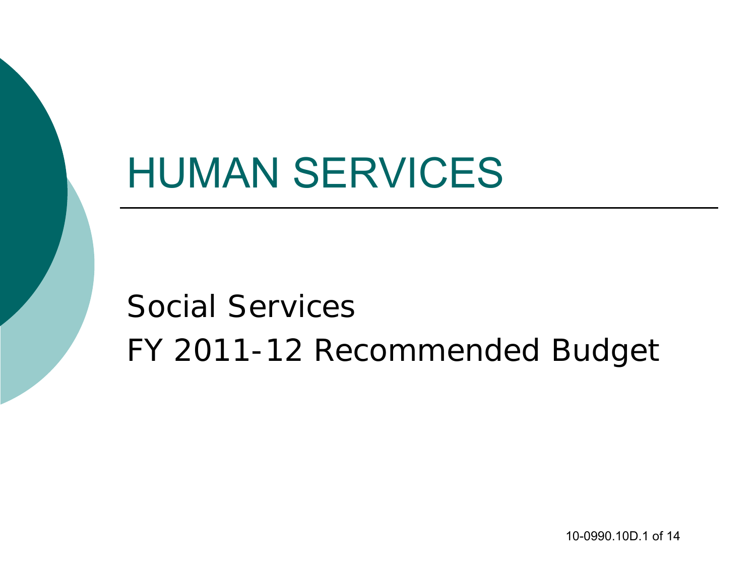# HUMAN SERVICES

Social Services

FY 2011-12 Recommended Budget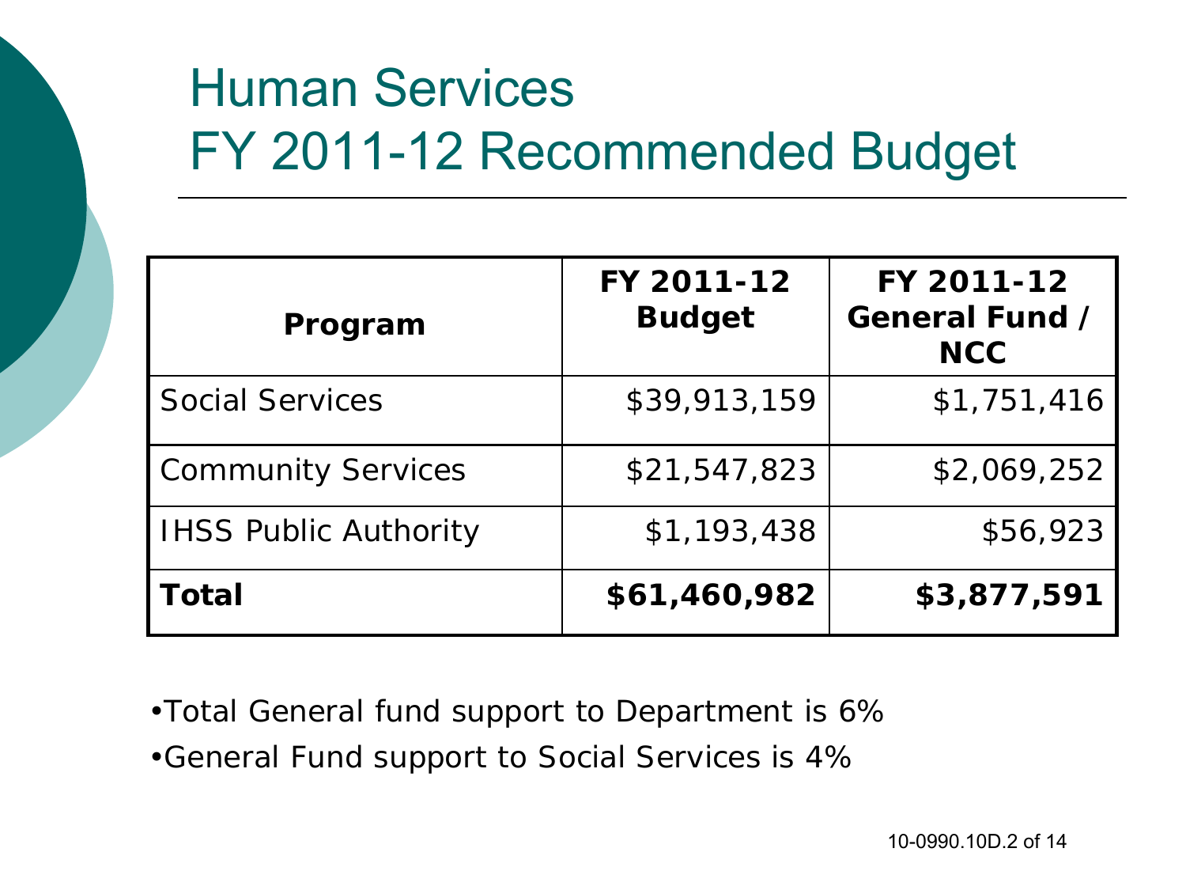# Human Services
# FY 2011-12 Recommended Budget

| Program | FY 2011-12 Budget | FY 2011-12 General Fund / NCC |
| --- | --- | --- |
| Social Services | $39,913,159 | $1,751,416 |
| Community Services | $21,547,823 | $2,069,252 |
| IHSS Public Authority | $1,193,438 | $56,923 |
| **Total** | **$61,460,982** | **$3,877,591** |

- Total General fund support to Department is 6%
- General Fund support to Social Services is 4%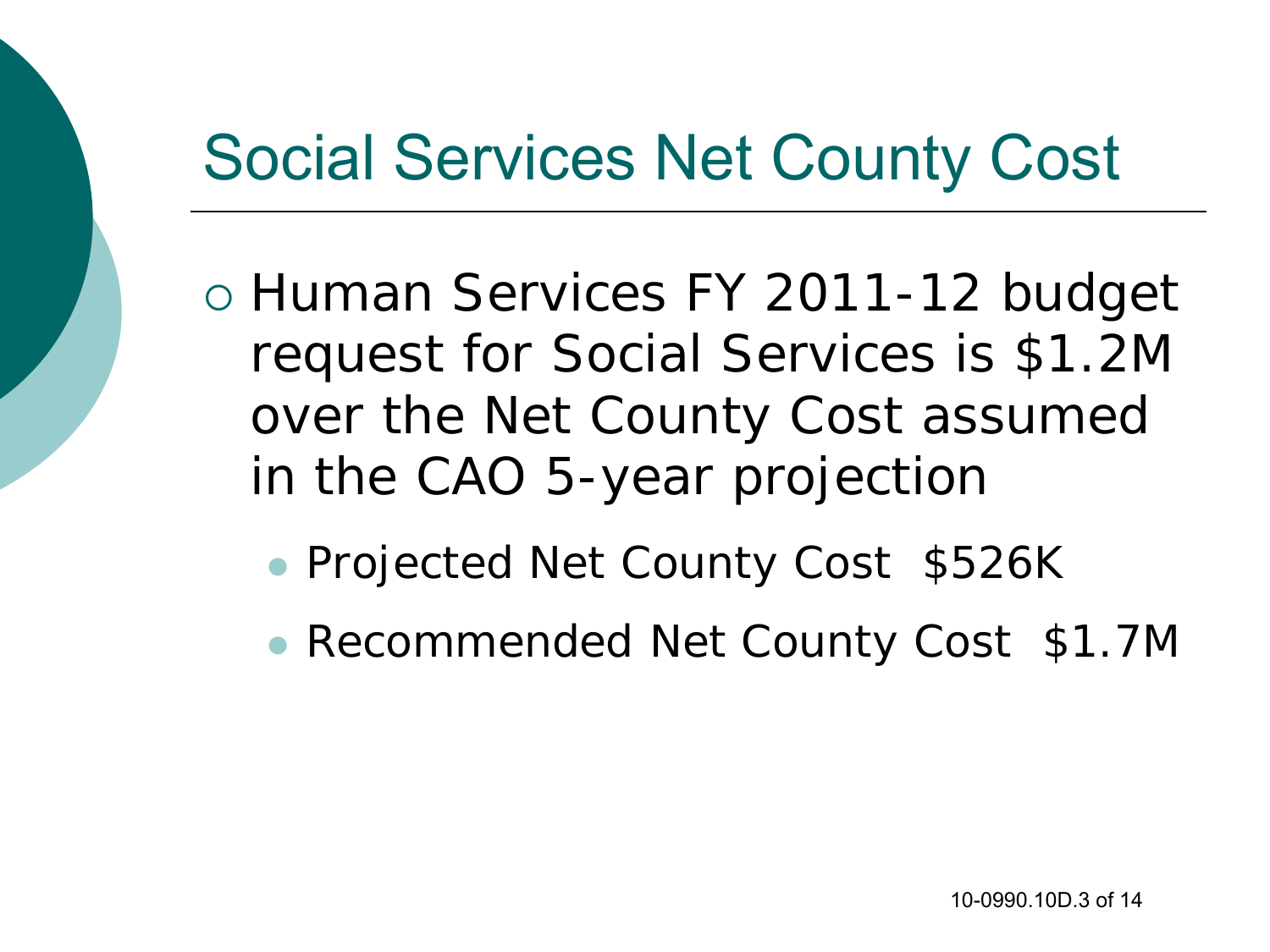# Social Services Net County Cost

- Human Services FY 2011-12 budget request for Social Services is $1.2M over the Net County Cost assumed in the CAO 5-year projection
  - Projected Net County Cost $526K
  - Recommended Net County Cost $1.7M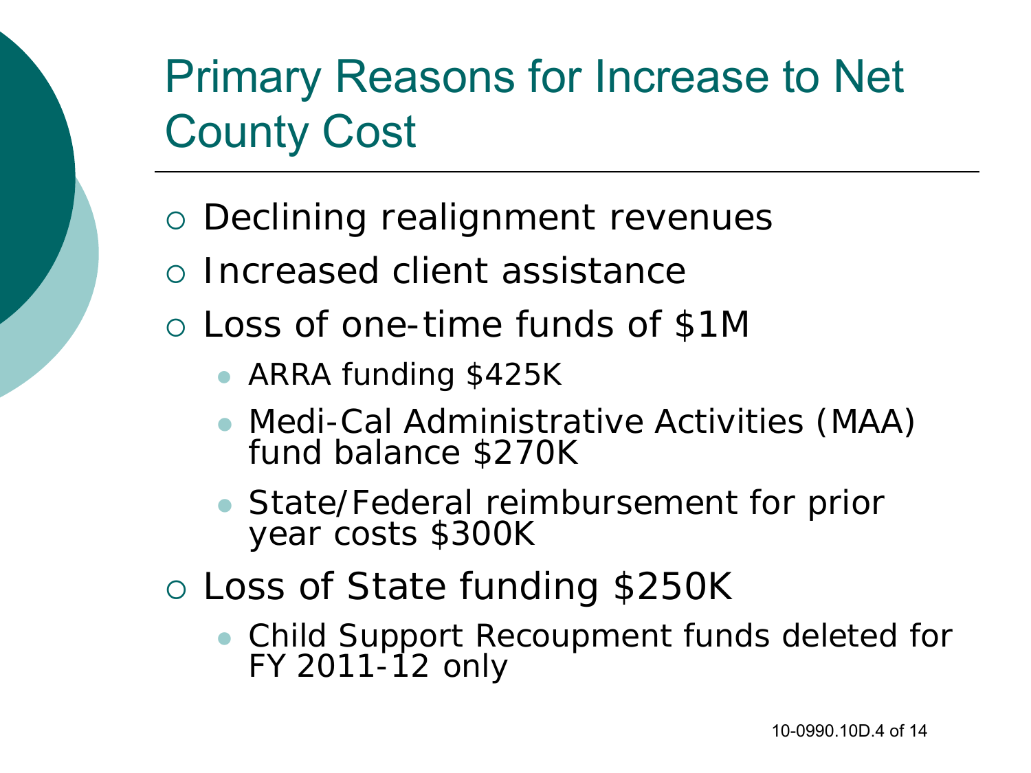# Primary Reasons for Increase to Net County Cost

- Declining realignment revenues
- Increased client assistance
- Loss of one-time funds of $1M
  - ARRA funding $425K
  - Medi-Cal Administrative Activities (MAA) fund balance $270K
  - State/Federal reimbursement for prior year costs $300K
- Loss of State funding $250K
  - Child Support Recoupment funds deleted for FY 2011-12 only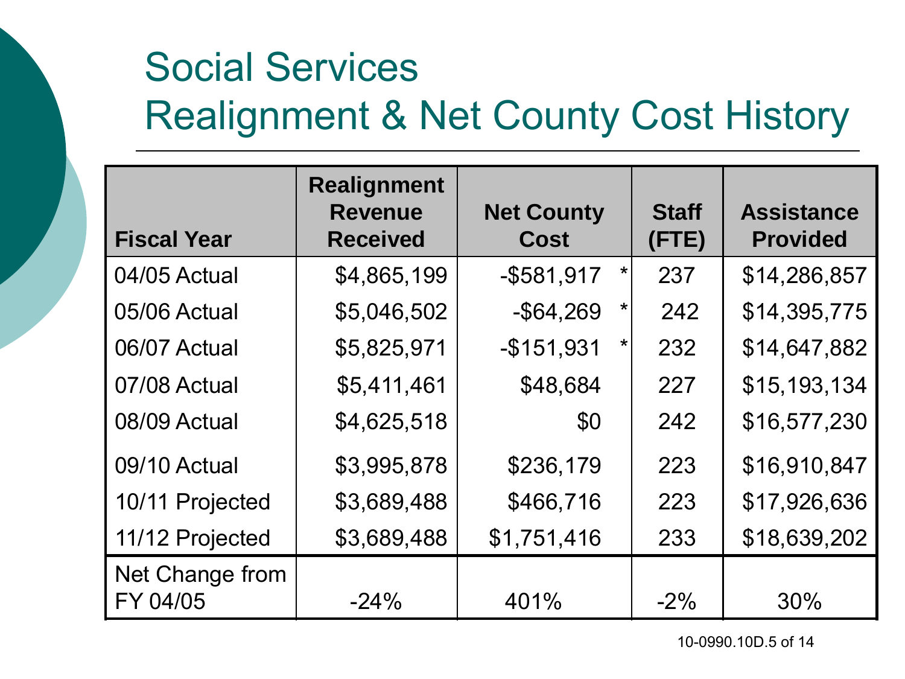# Social Services
# Realignment & Net County Cost History

| Fiscal Year | Realignment Revenue Received | Net County Cost | | Staff (FTE) | Assistance Provided |
|---|---|---|---|---|---|
| 04/05 Actual | $4,865,199 | -$581,917 | * | 237 | $14,286,857 |
| 05/06 Actual | $5,046,502 | -$64,269 | * | 242 | $14,395,775 |
| 06/07 Actual | $5,825,971 | -$151,931 | * | 232 | $14,647,882 |
| 07/08 Actual | $5,411,461 | $48,684 | | 227 | $15,193,134 |
| 08/09 Actual | $4,625,518 | $0 | | 242 | $16,577,230 |
| 09/10 Actual | $3,995,878 | $236,179 | | 223 | $16,910,847 |
| 10/11 Projected | $3,689,488 | $466,716 | | 223 | $17,926,636 |
| 11/12 Projected | $3,689,488 | $1,751,416 | | 233 | $18,639,202 |
| Net Change from FY 04/05 | -24% | 401% | | -2% | 30% |

10-0990.10D.5 of 14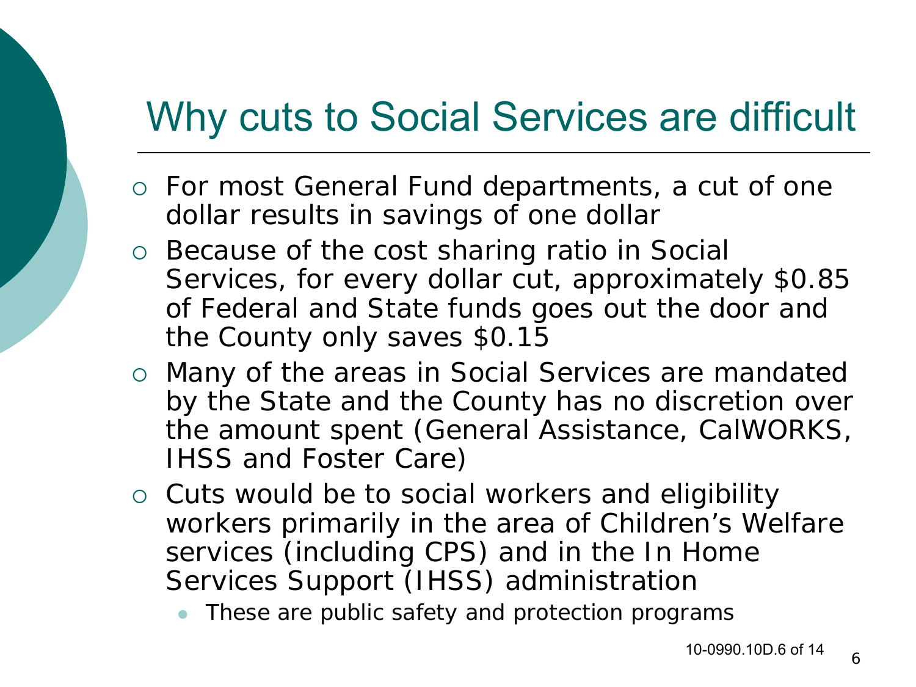# Why cuts to Social Services are difficult

- For most General Fund departments, a cut of one dollar results in savings of one dollar
- Because of the cost sharing ratio in Social Services, for every dollar cut, approximately $0.85 of Federal and State funds goes out the door and the County only saves $0.15
- Many of the areas in Social Services are mandated by the State and the County has no discretion over the amount spent (General Assistance, CalWORKS, IHSS and Foster Care)
- Cuts would be to social workers and eligibility workers primarily in the area of Children's Welfare services (including CPS) and in the In Home Services Support (IHSS) administration
  - These are public safety and protection programs

10-0990.10D.6 of 14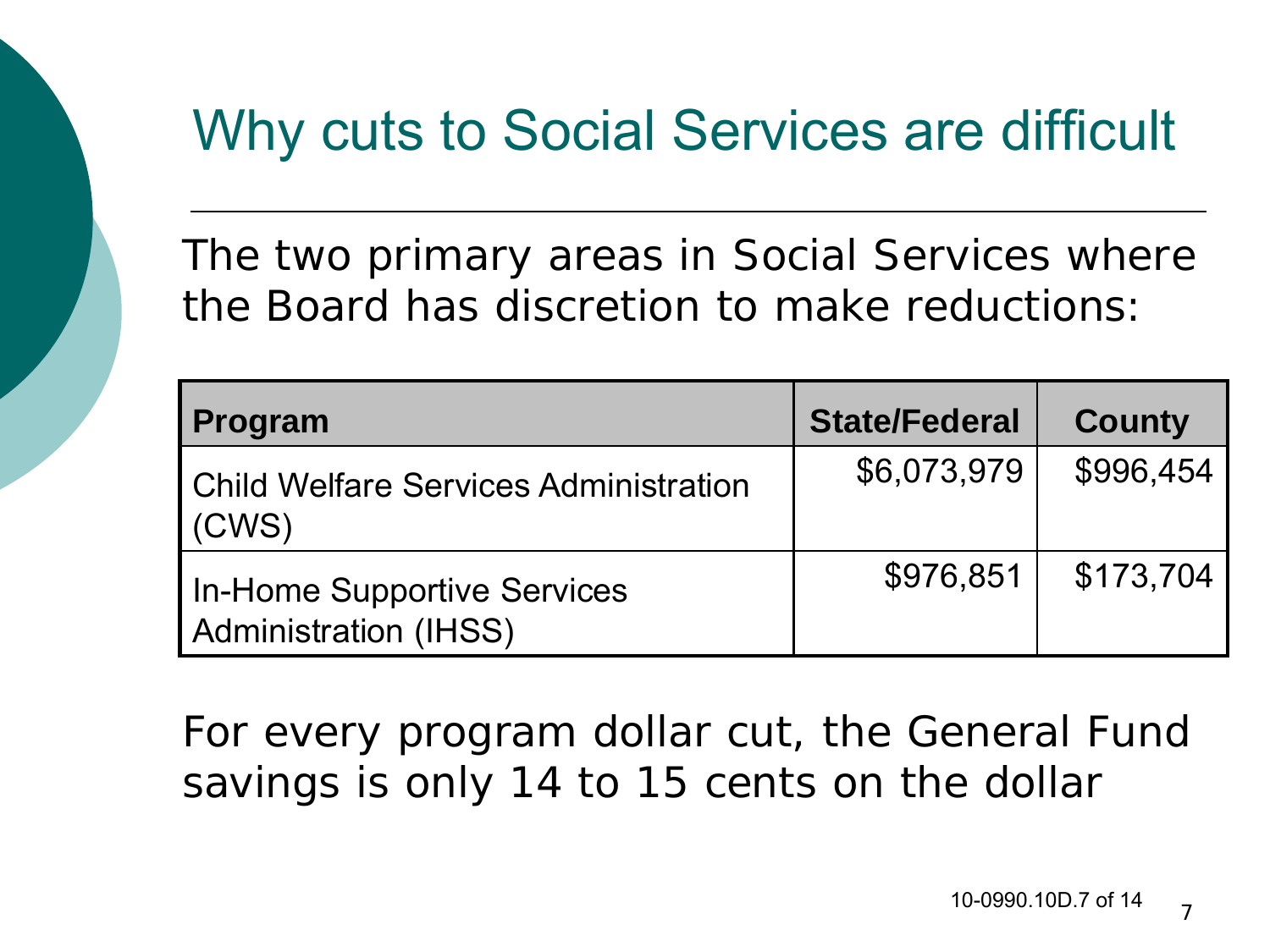# Why cuts to Social Services are difficult

The two primary areas in Social Services where the Board has discretion to make reductions:

| Program | State/Federal | County |
| --- | --- | --- |
| Child Welfare Services Administration (CWS) | $6,073,979 | $996,454 |
| In-Home Supportive Services Administration (IHSS) | $976,851 | $173,704 |

For every program dollar cut, the General Fund savings is only 14 to 15 cents on the dollar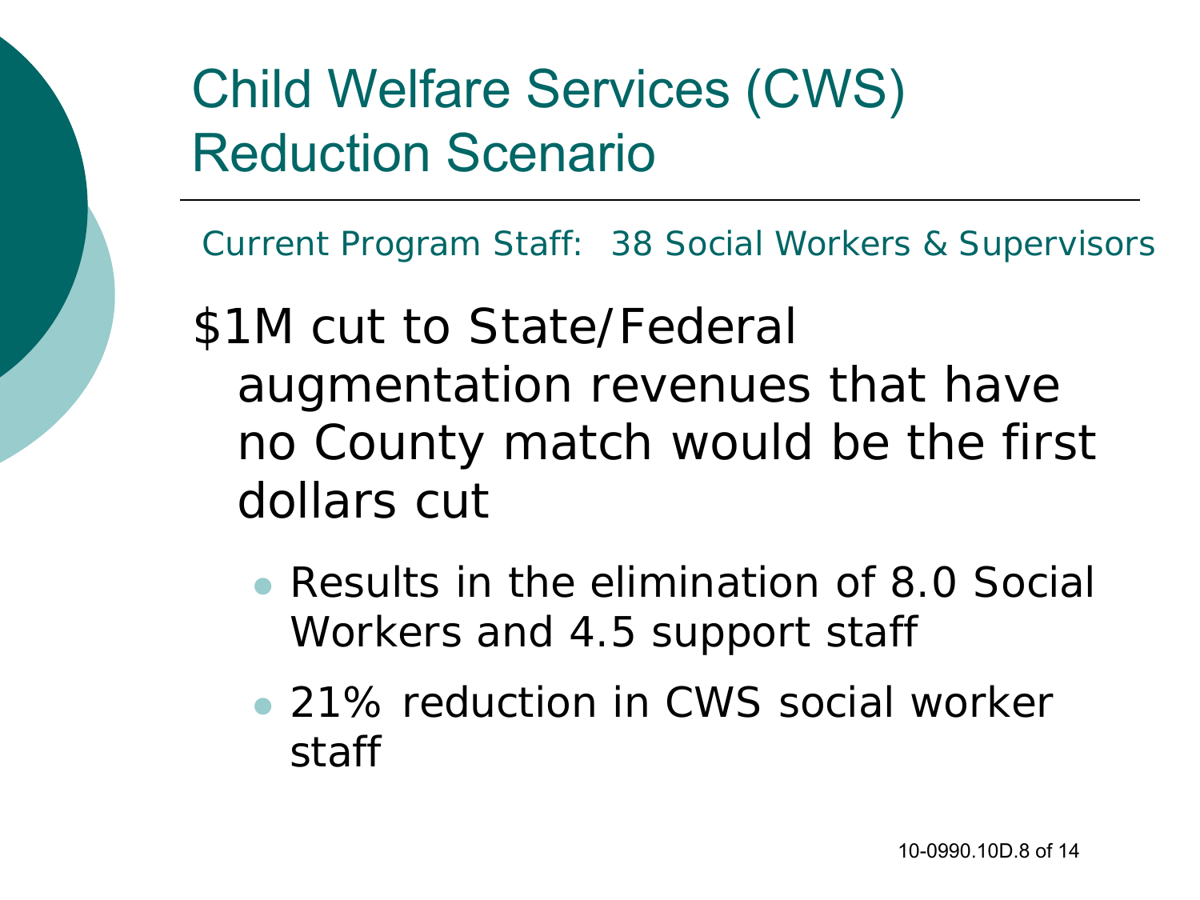# Child Welfare Services (CWS) Reduction Scenario

Current Program Staff: 38 Social Workers & Supervisors

$1M cut to State/Federal augmentation revenues that have no County match would be the first dollars cut

- Results in the elimination of 8.0 Social Workers and 4.5 support staff
- 21% reduction in CWS social worker staff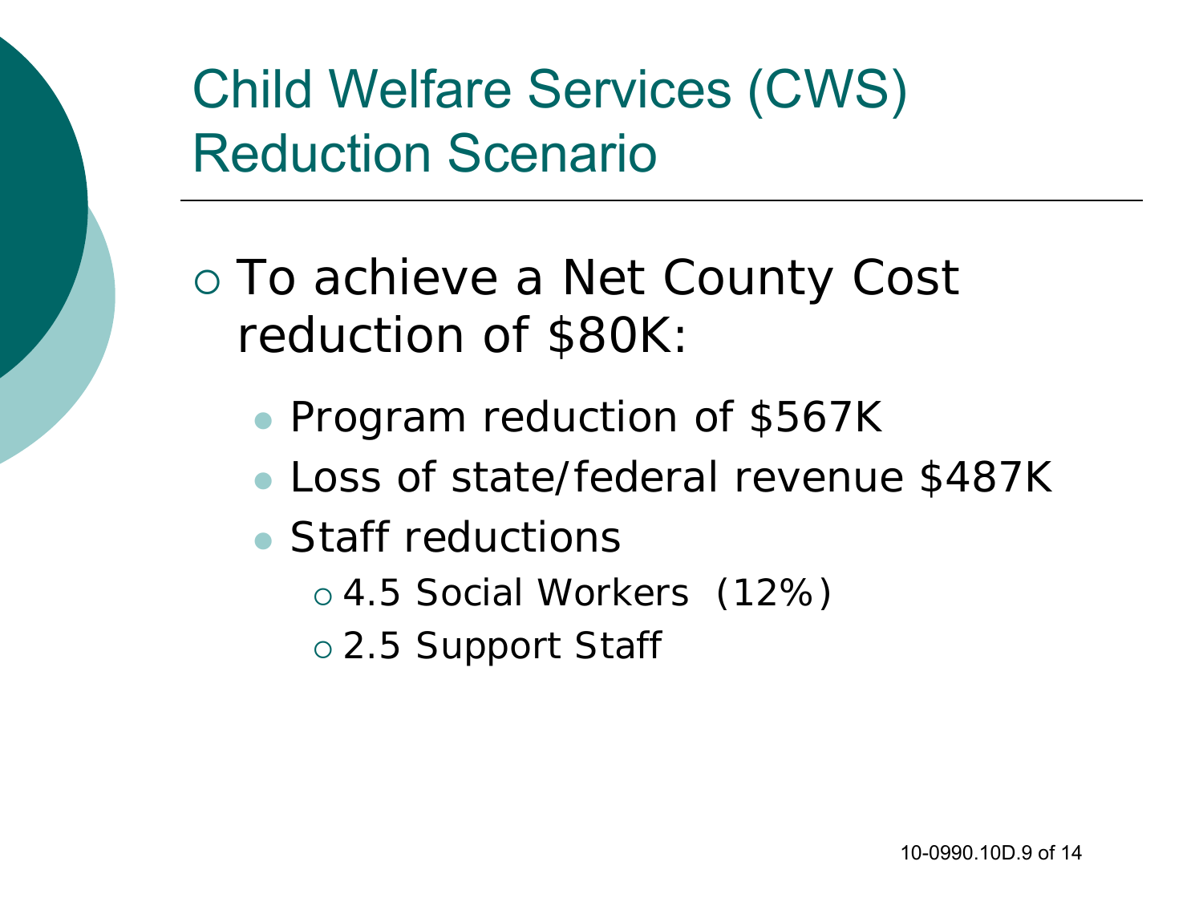# Child Welfare Services (CWS) Reduction Scenario

- To achieve a Net County Cost reduction of $80K:
  - Program reduction of $567K
  - Loss of state/federal revenue $487K
  - Staff reductions
    - 4.5 Social Workers (12%)
    - 2.5 Support Staff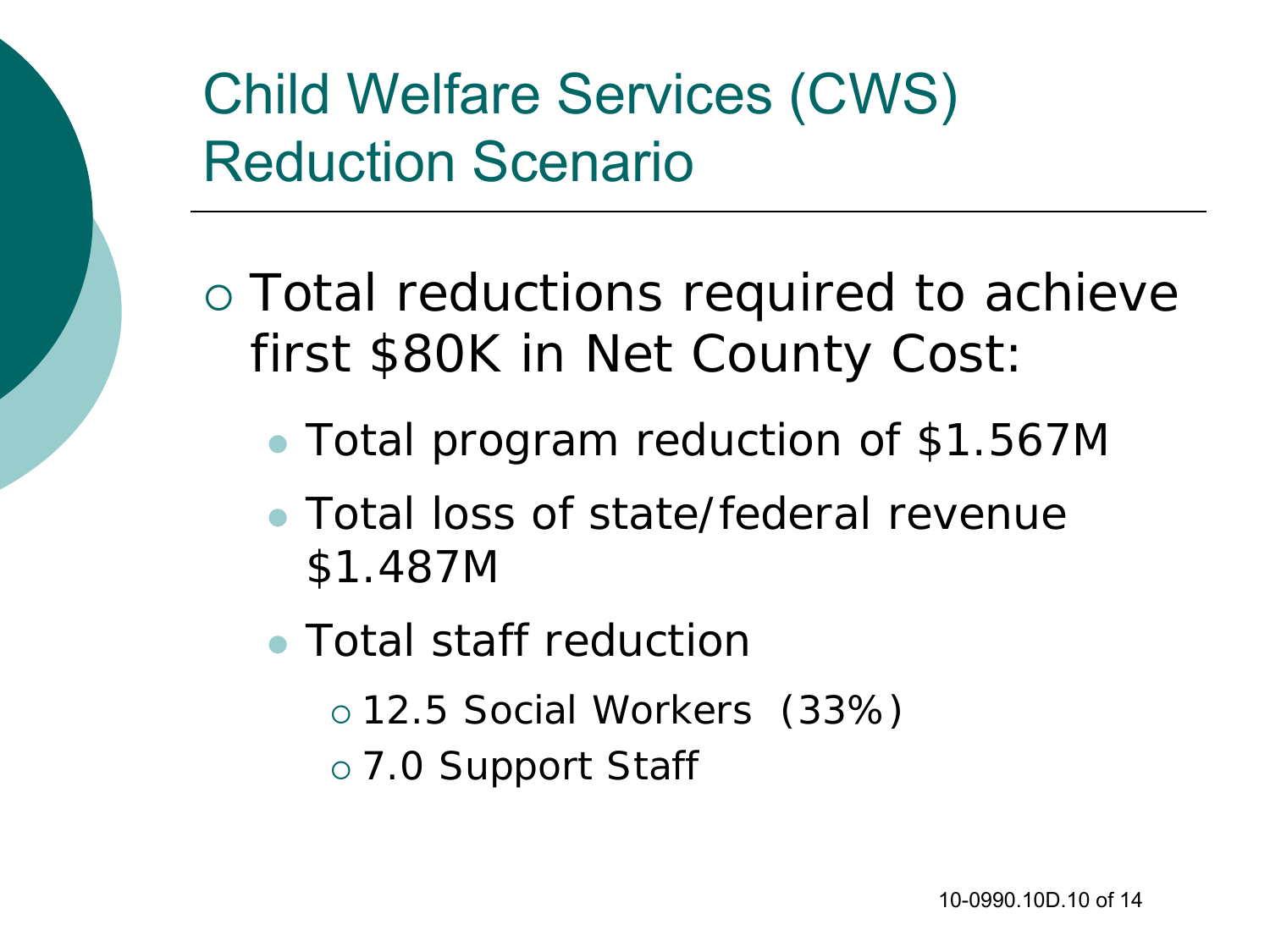# Child Welfare Services (CWS) Reduction Scenario

- Total reductions required to achieve first $80K in Net County Cost:
  - Total program reduction of $1.567M
  - Total loss of state/federal revenue $1.487M
  - Total staff reduction
    - 12.5 Social Workers (33%)
    - 7.0 Support Staff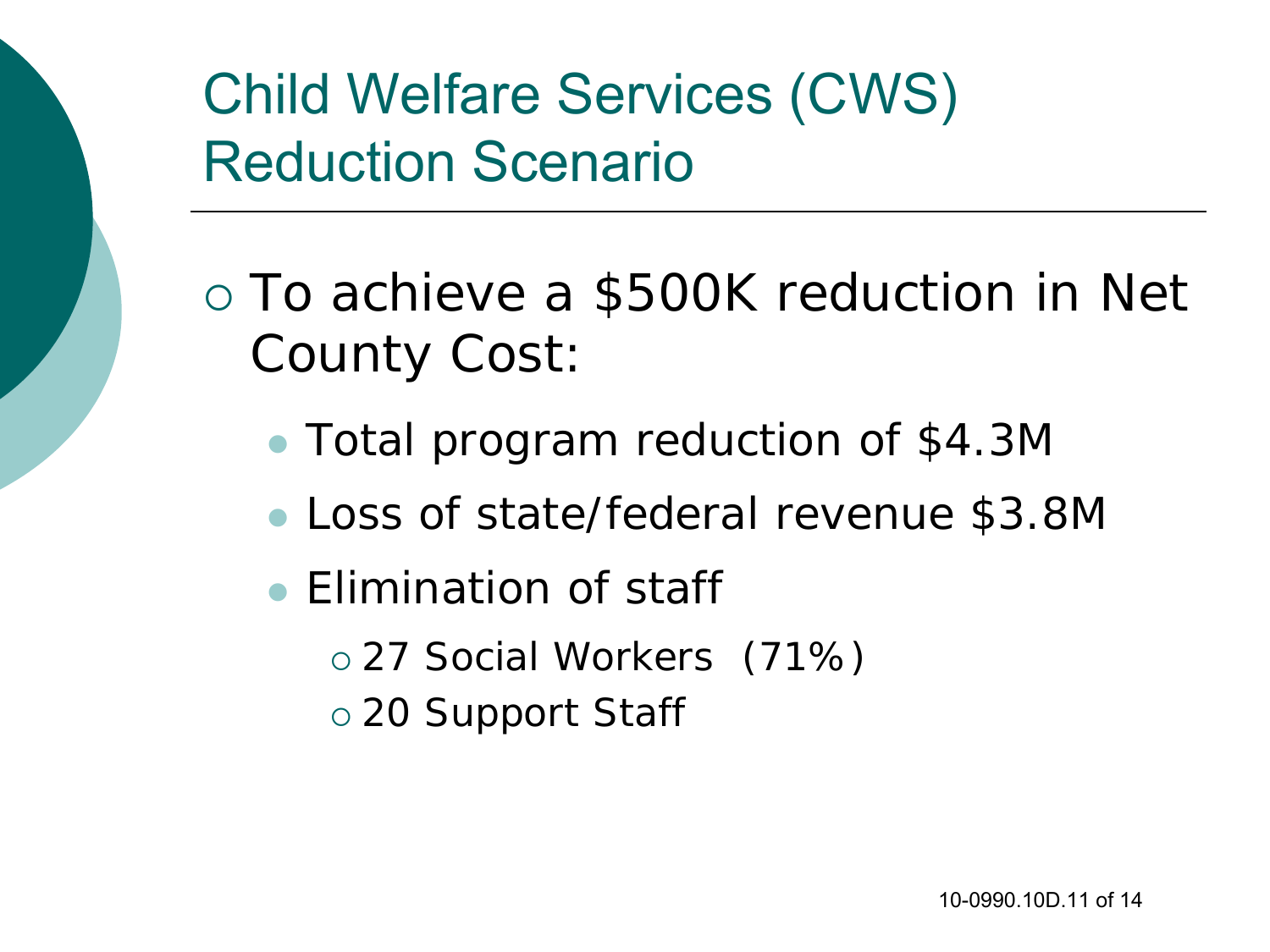# Child Welfare Services (CWS) Reduction Scenario

- To achieve a $500K reduction in Net County Cost:
  - Total program reduction of $4.3M
  - Loss of state/federal revenue $3.8M
  - Elimination of staff
    - 27 Social Workers (71%)
    - 20 Support Staff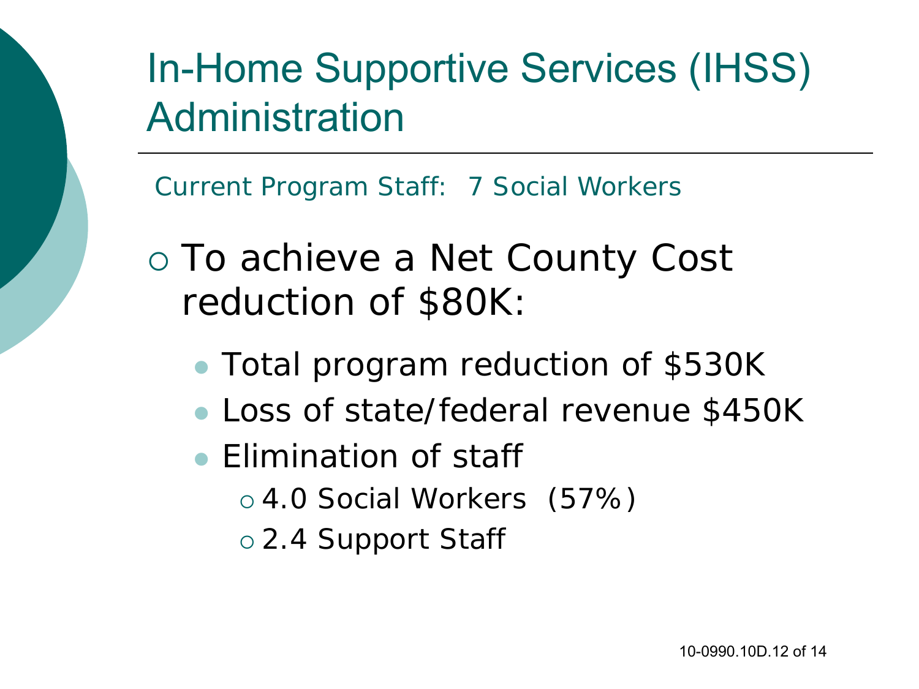# In-Home Supportive Services (IHSS) Administration

Current Program Staff: 7 Social Workers

- To achieve a Net County Cost reduction of $80K:
  - Total program reduction of $530K
  - Loss of state/federal revenue $450K
  - Elimination of staff
    - 4.0 Social Workers (57%)
    - 2.4 Support Staff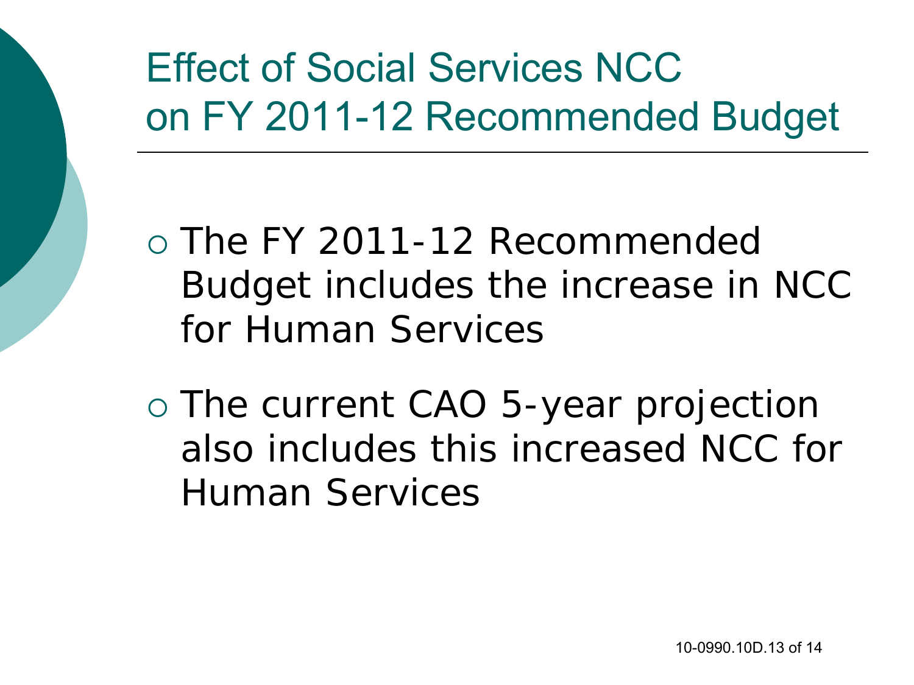# Effect of Social Services NCC on FY 2011-12 Recommended Budget

- The FY 2011-12 Recommended Budget includes the increase in NCC for Human Services
- The current CAO 5-year projection also includes this increased NCC for Human Services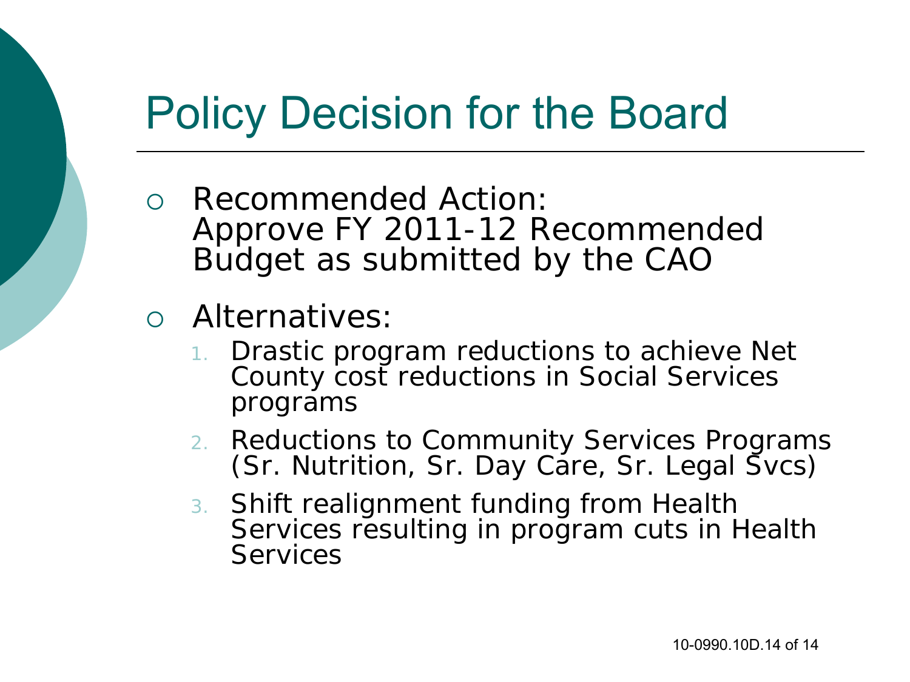# Policy Decision for the Board

- Recommended Action:
  Approve FY 2011-12 Recommended Budget as submitted by the CAO

- Alternatives:
  1. Drastic program reductions to achieve Net County cost reductions in Social Services programs
  2. Reductions to Community Services Programs (Sr. Nutrition, Sr. Day Care, Sr. Legal Svcs)
  3. Shift realignment funding from Health Services resulting in program cuts in Health Services